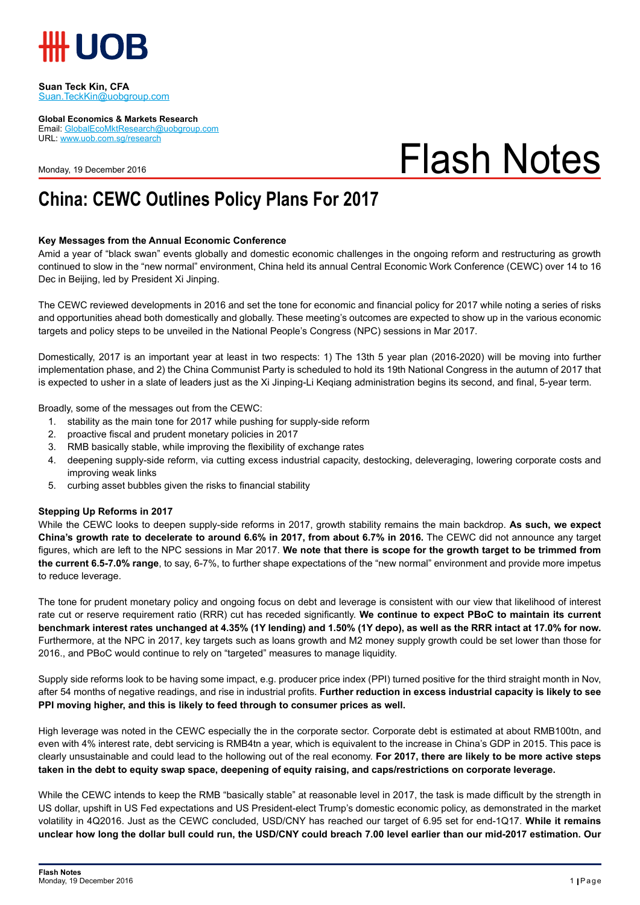**Suan Teck Kin, CFA**
Suan.TeckKin@uobgroup.com

**Global Economics & Markets Research**
Email: GlobalEcoMktResearch@uobgroup.com
URL: www.uob.com.sg/research

Monday, 19 December 2016

# Flash Notes

## China: CEWC Outlines Policy Plans For 2017

### Key Messages from the Annual Economic Conference

Amid a year of "black swan" events globally and domestic economic challenges in the ongoing reform and restructuring as growth continued to slow in the "new normal" environment, China held its annual Central Economic Work Conference (CEWC) over 14 to 16 Dec in Beijing, led by President Xi Jinping.

The CEWC reviewed developments in 2016 and set the tone for economic and financial policy for 2017 while noting a series of risks and opportunities ahead both domestically and globally. These meeting's outcomes are expected to show up in the various economic targets and policy steps to be unveiled in the National People's Congress (NPC) sessions in Mar 2017.

Domestically, 2017 is an important year at least in two respects: 1) The 13th 5 year plan (2016-2020) will be moving into further implementation phase, and 2) the China Communist Party is scheduled to hold its 19th National Congress in the autumn of 2017 that is expected to usher in a slate of leaders just as the Xi Jinping-Li Keqiang administration begins its second, and final, 5-year term.

Broadly, some of the messages out from the CEWC:

1. stability as the main tone for 2017 while pushing for supply-side reform
2. proactive fiscal and prudent monetary policies in 2017
3. RMB basically stable, while improving the flexibility of exchange rates
4. deepening supply-side reform, via cutting excess industrial capacity, destocking, deleveraging, lowering corporate costs and improving weak links
5. curbing asset bubbles given the risks to financial stability

### Stepping Up Reforms in 2017

While the CEWC looks to deepen supply-side reforms in 2017, growth stability remains the main backdrop. **As such, we expect China's growth rate to decelerate to around 6.6% in 2017, from about 6.7% in 2016.** The CEWC did not announce any target figures, which are left to the NPC sessions in Mar 2017. **We note that there is scope for the growth target to be trimmed from the current 6.5-7.0% range**, to say, 6-7%, to further shape expectations of the "new normal" environment and provide more impetus to reduce leverage.

The tone for prudent monetary policy and ongoing focus on debt and leverage is consistent with our view that likelihood of interest rate cut or reserve requirement ratio (RRR) cut has receded significantly. **We continue to expect PBoC to maintain its current benchmark interest rates unchanged at 4.35% (1Y lending) and 1.50% (1Y depo), as well as the RRR intact at 17.0% for now.** Furthermore, at the NPC in 2017, key targets such as loans growth and M2 money supply growth could be set lower than those for 2016., and PBoC would continue to rely on "targeted" measures to manage liquidity.

Supply side reforms look to be having some impact, e.g. producer price index (PPI) turned positive for the third straight month in Nov, after 54 months of negative readings, and rise in industrial profits. **Further reduction in excess industrial capacity is likely to see PPI moving higher, and this is likely to feed through to consumer prices as well.**

High leverage was noted in the CEWC especially the in the corporate sector. Corporate debt is estimated at about RMB100tn, and even with 4% interest rate, debt servicing is RMB4tn a year, which is equivalent to the increase in China's GDP in 2015. This pace is clearly unsustainable and could lead to the hollowing out of the real economy. **For 2017, there are likely to be more active steps taken in the debt to equity swap space, deepening of equity raising, and caps/restrictions on corporate leverage.**

While the CEWC intends to keep the RMB "basically stable" at reasonable level in 2017, the task is made difficult by the strength in US dollar, upshift in US Fed expectations and US President-elect Trump's domestic economic policy, as demonstrated in the market volatility in 4Q2016. Just as the CEWC concluded, USD/CNY has reached our target of 6.95 set for end-1Q17. **While it remains unclear how long the dollar bull could run, the USD/CNY could breach 7.00 level earlier than our mid-2017 estimation. Our**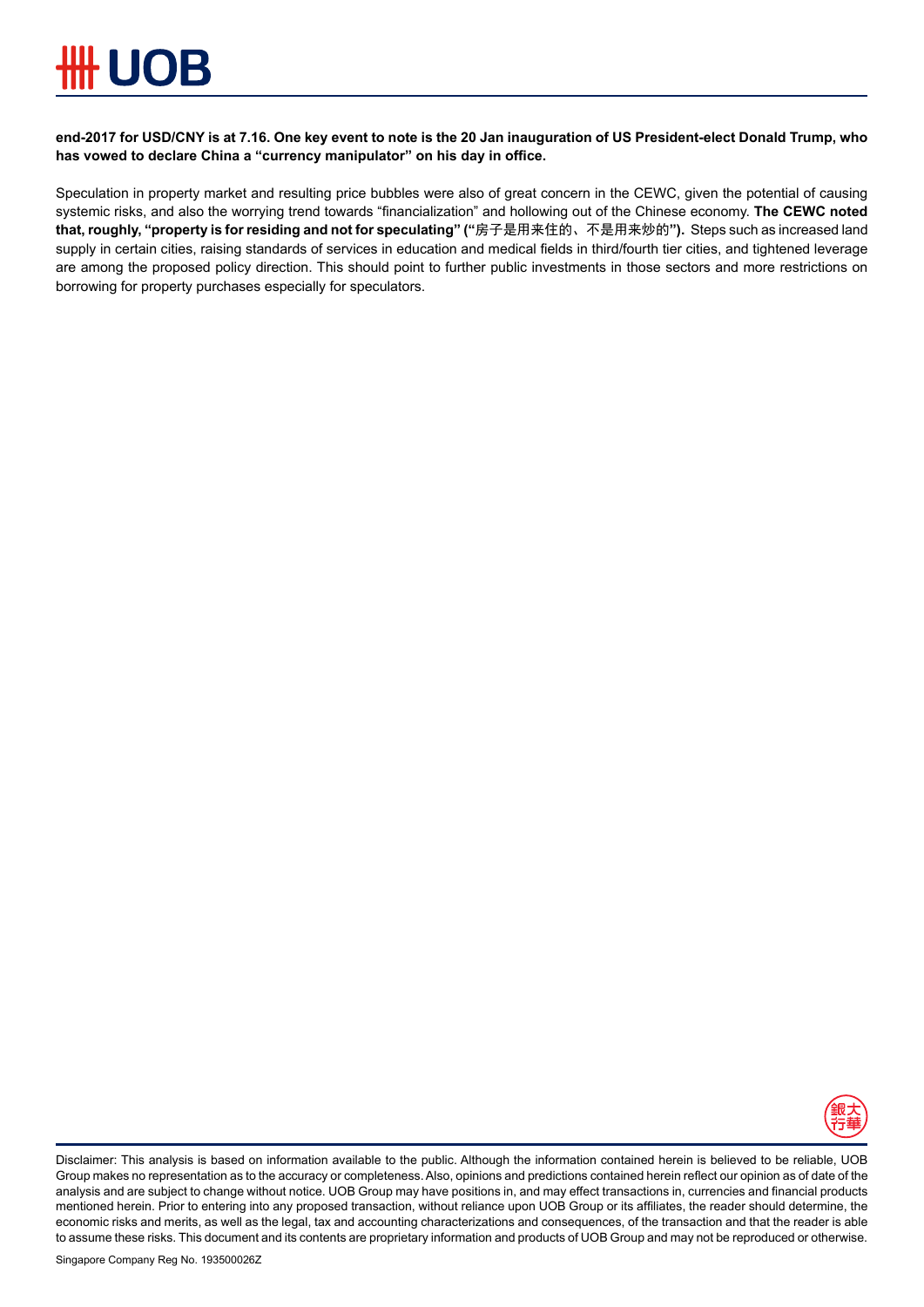**end-2017 for USD/CNY is at 7.16. One key event to note is the 20 Jan inauguration of US President-elect Donald Trump, who has vowed to declare China a "currency manipulator" on his day in office.**

Speculation in property market and resulting price bubbles were also of great concern in the CEWC, given the potential of causing systemic risks, and also the worrying trend towards "financialization" and hollowing out of the Chinese economy. **The CEWC noted that, roughly, "property is for residing and not for speculating" ("房子是用来住的、不是用来炒的").** Steps such as increased land supply in certain cities, raising standards of services in education and medical fields in third/fourth tier cities, and tightened leverage are among the proposed policy direction. This should point to further public investments in those sectors and more restrictions on borrowing for property purchases especially for speculators.

Disclaimer: This analysis is based on information available to the public. Although the information contained herein is believed to be reliable, UOB Group makes no representation as to the accuracy or completeness. Also, opinions and predictions contained herein reflect our opinion as of date of the analysis and are subject to change without notice. UOB Group may have positions in, and may effect transactions in, currencies and financial products mentioned herein. Prior to entering into any proposed transaction, without reliance upon UOB Group or its affiliates, the reader should determine, the economic risks and merits, as well as the legal, tax and accounting characterizations and consequences, of the transaction and that the reader is able to assume these risks. This document and its contents are proprietary information and products of UOB Group and may not be reproduced or otherwise.

Singapore Company Reg No. 193500026Z